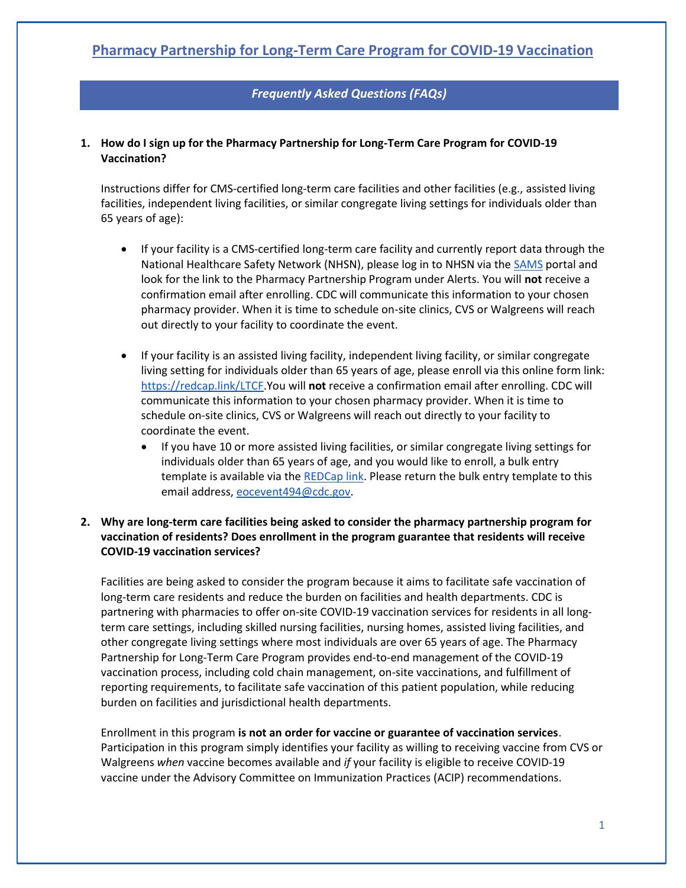# [Pharmacy Partnership for Long-Term Care Program for COVID-19 Vaccination]()

## *Frequently Asked Questions (FAQs)*

**1. How do I sign up for the Pharmacy Partnership for Long-Term Care Program for COVID-19 Vaccination?**

Instructions differ for CMS-certified long-term care facilities and other facilities (e.g., assisted living facilities, independent living facilities, or similar congregate living settings for individuals older than 65 years of age):

- If your facility is a CMS-certified long-term care facility and currently report data through the National Healthcare Safety Network (NHSN), please log in to NHSN via the [SAMS]() portal and look for the link to the Pharmacy Partnership Program under Alerts. You will **not** receive a confirmation email after enrolling. CDC will communicate this information to your chosen pharmacy provider. When it is time to schedule on-site clinics, CVS or Walgreens will reach out directly to your facility to coordinate the event.

- If your facility is an assisted living facility, independent living facility, or similar congregate living setting for individuals older than 65 years of age, please enroll via this online form link: [https://redcap.link/LTCF](https://redcap.link/LTCF).You will **not** receive a confirmation email after enrolling. CDC will communicate this information to your chosen pharmacy provider. When it is time to schedule on-site clinics, CVS or Walgreens will reach out directly to your facility to coordinate the event.
  - If you have 10 or more assisted living facilities, or similar congregate living settings for individuals older than 65 years of age, and you would like to enroll, a bulk entry template is available via the [REDCap link](). Please return the bulk entry template to this email address, [eocevent494@cdc.gov](mailto:eocevent494@cdc.gov).

**2. Why are long-term care facilities being asked to consider the pharmacy partnership program for vaccination of residents? Does enrollment in the program guarantee that residents will receive COVID-19 vaccination services?**

Facilities are being asked to consider the program because it aims to facilitate safe vaccination of long-term care residents and reduce the burden on facilities and health departments. CDC is partnering with pharmacies to offer on-site COVID-19 vaccination services for residents in all long-term care settings, including skilled nursing facilities, nursing homes, assisted living facilities, and other congregate living settings where most individuals are over 65 years of age. The Pharmacy Partnership for Long-Term Care Program provides end-to-end management of the COVID-19 vaccination process, including cold chain management, on-site vaccinations, and fulfillment of reporting requirements, to facilitate safe vaccination of this patient population, while reducing burden on facilities and jurisdictional health departments.

Enrollment in this program **is not an order for vaccine or guarantee of vaccination services**. Participation in this program simply identifies your facility as willing to receiving vaccine from CVS or Walgreens *when* vaccine becomes available and *if* your facility is eligible to receive COVID-19 vaccine under the Advisory Committee on Immunization Practices (ACIP) recommendations.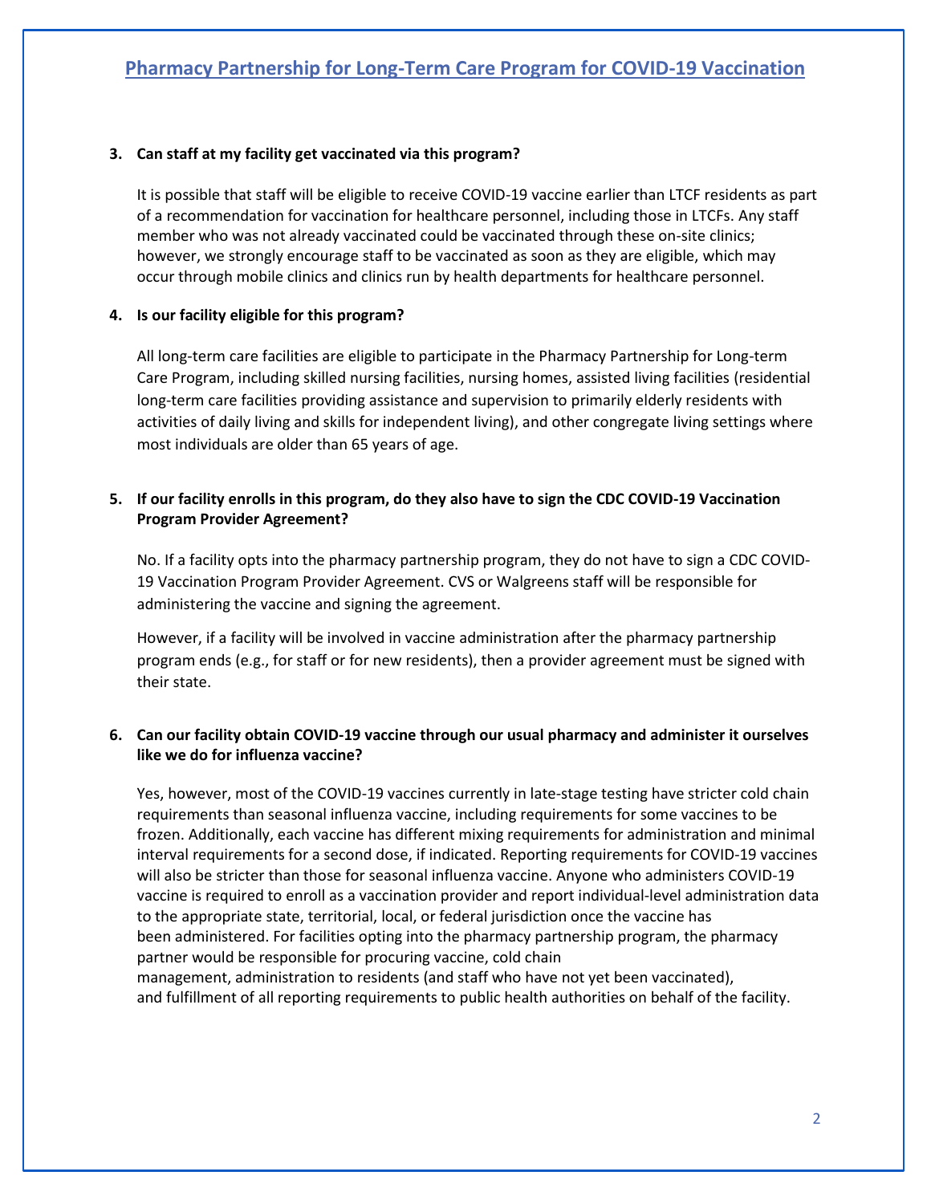## Pharmacy Partnership for Long-Term Care Program for COVID-19 Vaccination

**3. Can staff at my facility get vaccinated via this program?**

It is possible that staff will be eligible to receive COVID-19 vaccine earlier than LTCF residents as part of a recommendation for vaccination for healthcare personnel, including those in LTCFs. Any staff member who was not already vaccinated could be vaccinated through these on-site clinics; however, we strongly encourage staff to be vaccinated as soon as they are eligible, which may occur through mobile clinics and clinics run by health departments for healthcare personnel.

**4. Is our facility eligible for this program?**

All long-term care facilities are eligible to participate in the Pharmacy Partnership for Long-term Care Program, including skilled nursing facilities, nursing homes, assisted living facilities (residential long-term care facilities providing assistance and supervision to primarily elderly residents with activities of daily living and skills for independent living), and other congregate living settings where most individuals are older than 65 years of age.

**5. If our facility enrolls in this program, do they also have to sign the CDC COVID-19 Vaccination Program Provider Agreement?**

No. If a facility opts into the pharmacy partnership program, they do not have to sign a CDC COVID-19 Vaccination Program Provider Agreement. CVS or Walgreens staff will be responsible for administering the vaccine and signing the agreement.

However, if a facility will be involved in vaccine administration after the pharmacy partnership program ends (e.g., for staff or for new residents), then a provider agreement must be signed with their state.

**6. Can our facility obtain COVID-19 vaccine through our usual pharmacy and administer it ourselves like we do for influenza vaccine?**

Yes, however, most of the COVID-19 vaccines currently in late-stage testing have stricter cold chain requirements than seasonal influenza vaccine, including requirements for some vaccines to be frozen. Additionally, each vaccine has different mixing requirements for administration and minimal interval requirements for a second dose, if indicated. Reporting requirements for COVID-19 vaccines will also be stricter than those for seasonal influenza vaccine. Anyone who administers COVID-19 vaccine is required to enroll as a vaccination provider and report individual-level administration data to the appropriate state, territorial, local, or federal jurisdiction once the vaccine has been administered. For facilities opting into the pharmacy partnership program, the pharmacy partner would be responsible for procuring vaccine, cold chain management, administration to residents (and staff who have not yet been vaccinated), and fulfillment of all reporting requirements to public health authorities on behalf of the facility.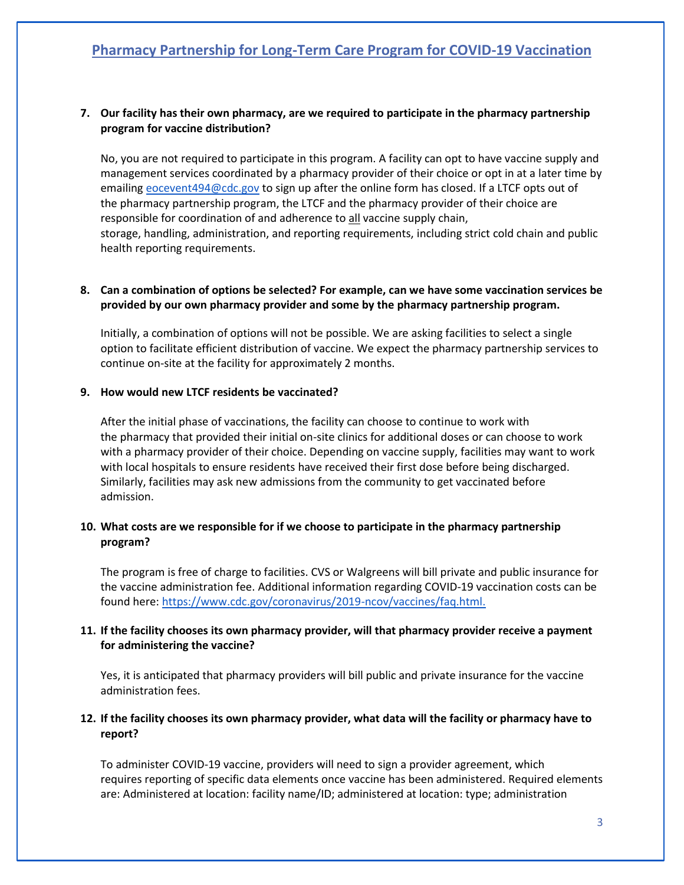## Pharmacy Partnership for Long-Term Care Program for COVID-19 Vaccination

**7. Our facility has their own pharmacy, are we required to participate in the pharmacy partnership program for vaccine distribution?**

No, you are not required to participate in this program. A facility can opt to have vaccine supply and management services coordinated by a pharmacy provider of their choice or opt in at a later time by emailing [eocevent494@cdc.gov](mailto:eocevent494@cdc.gov) to sign up after the online form has closed. If a LTCF opts out of the pharmacy partnership program, the LTCF and the pharmacy provider of their choice are responsible for coordination of and adherence to all vaccine supply chain, storage, handling, administration, and reporting requirements, including strict cold chain and public health reporting requirements.

**8. Can a combination of options be selected? For example, can we have some vaccination services be provided by our own pharmacy provider and some by the pharmacy partnership program.**

Initially, a combination of options will not be possible. We are asking facilities to select a single option to facilitate efficient distribution of vaccine. We expect the pharmacy partnership services to continue on-site at the facility for approximately 2 months.

**9. How would new LTCF residents be vaccinated?**

After the initial phase of vaccinations, the facility can choose to continue to work with the pharmacy that provided their initial on-site clinics for additional doses or can choose to work with a pharmacy provider of their choice. Depending on vaccine supply, facilities may want to work with local hospitals to ensure residents have received their first dose before being discharged. Similarly, facilities may ask new admissions from the community to get vaccinated before admission.

**10. What costs are we responsible for if we choose to participate in the pharmacy partnership program?**

The program is free of charge to facilities. CVS or Walgreens will bill private and public insurance for the vaccine administration fee. Additional information regarding COVID-19 vaccination costs can be found here: [https://www.cdc.gov/coronavirus/2019-ncov/vaccines/faq.html.](https://www.cdc.gov/coronavirus/2019-ncov/vaccines/faq.html)

**11. If the facility chooses its own pharmacy provider, will that pharmacy provider receive a payment for administering the vaccine?**

Yes, it is anticipated that pharmacy providers will bill public and private insurance for the vaccine administration fees.

**12. If the facility chooses its own pharmacy provider, what data will the facility or pharmacy have to report?**

To administer COVID-19 vaccine, providers will need to sign a provider agreement, which requires reporting of specific data elements once vaccine has been administered. Required elements are: Administered at location: facility name/ID; administered at location: type; administration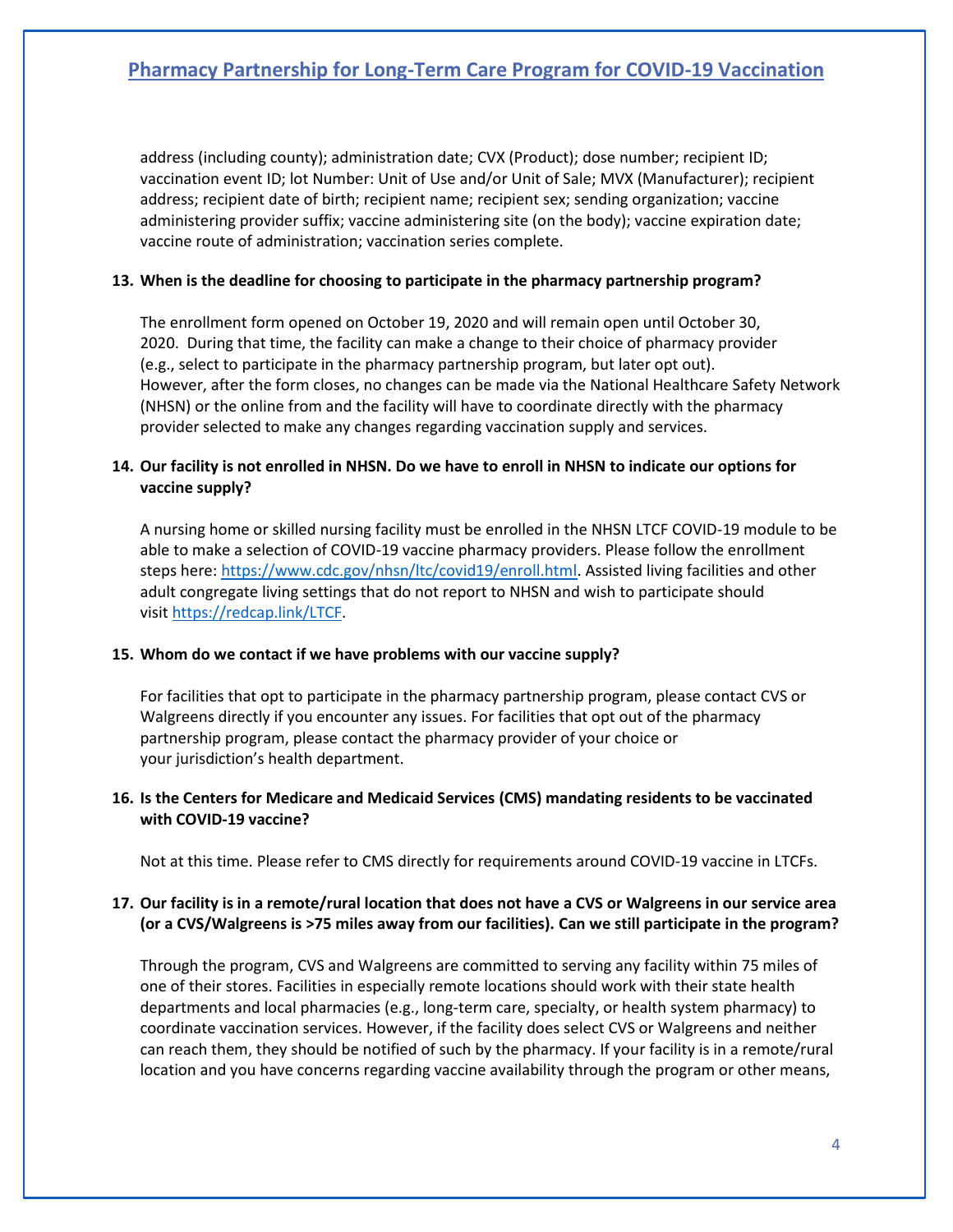address (including county); administration date; CVX (Product); dose number; recipient ID; vaccination event ID; lot Number: Unit of Use and/or Unit of Sale; MVX (Manufacturer); recipient address; recipient date of birth; recipient name; recipient sex; sending organization; vaccine administering provider suffix; vaccine administering site (on the body); vaccine expiration date; vaccine route of administration; vaccination series complete.

**13. When is the deadline for choosing to participate in the pharmacy partnership program?**

The enrollment form opened on October 19, 2020 and will remain open until October 30, 2020. During that time, the facility can make a change to their choice of pharmacy provider (e.g., select to participate in the pharmacy partnership program, but later opt out). However, after the form closes, no changes can be made via the National Healthcare Safety Network (NHSN) or the online from and the facility will have to coordinate directly with the pharmacy provider selected to make any changes regarding vaccination supply and services.

**14. Our facility is not enrolled in NHSN. Do we have to enroll in NHSN to indicate our options for vaccine supply?**

A nursing home or skilled nursing facility must be enrolled in the NHSN LTCF COVID-19 module to be able to make a selection of COVID-19 vaccine pharmacy providers. Please follow the enrollment steps here: https://www.cdc.gov/nhsn/ltc/covid19/enroll.html. Assisted living facilities and other adult congregate living settings that do not report to NHSN and wish to participate should visit https://redcap.link/LTCF.

**15. Whom do we contact if we have problems with our vaccine supply?**

For facilities that opt to participate in the pharmacy partnership program, please contact CVS or Walgreens directly if you encounter any issues. For facilities that opt out of the pharmacy partnership program, please contact the pharmacy provider of your choice or your jurisdiction's health department.

**16. Is the Centers for Medicare and Medicaid Services (CMS) mandating residents to be vaccinated with COVID-19 vaccine?**

Not at this time. Please refer to CMS directly for requirements around COVID-19 vaccine in LTCFs.

**17. Our facility is in a remote/rural location that does not have a CVS or Walgreens in our service area (or a CVS/Walgreens is >75 miles away from our facilities). Can we still participate in the program?**

Through the program, CVS and Walgreens are committed to serving any facility within 75 miles of one of their stores. Facilities in especially remote locations should work with their state health departments and local pharmacies (e.g., long-term care, specialty, or health system pharmacy) to coordinate vaccination services. However, if the facility does select CVS or Walgreens and neither can reach them, they should be notified of such by the pharmacy. If your facility is in a remote/rural location and you have concerns regarding vaccine availability through the program or other means,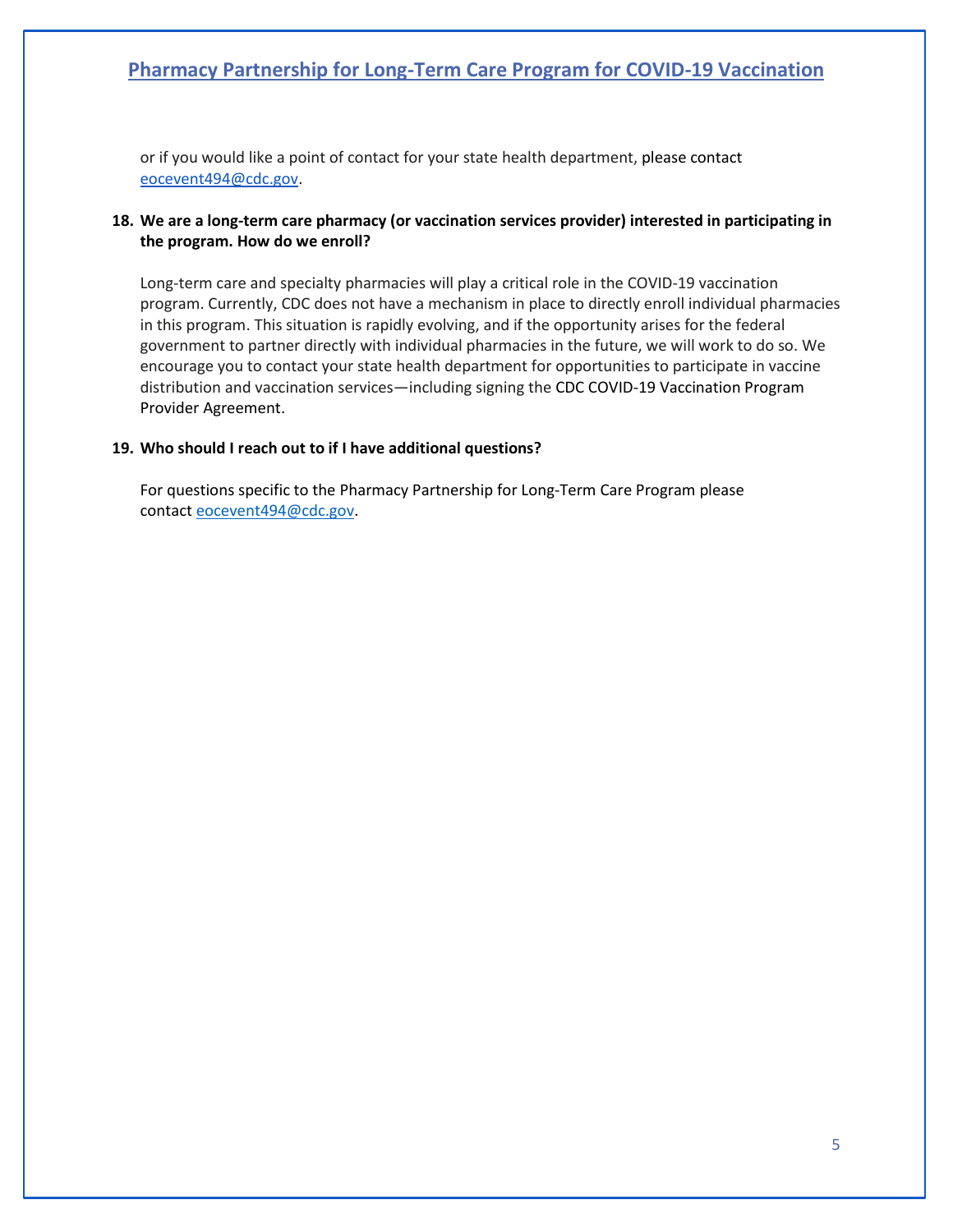or if you would like a point of contact for your state health department, please contact [eocevent494@cdc.gov](mailto:eocevent494@cdc.gov).

**18. We are a long-term care pharmacy (or vaccination services provider) interested in participating in the program. How do we enroll?**

Long-term care and specialty pharmacies will play a critical role in the COVID-19 vaccination program. Currently, CDC does not have a mechanism in place to directly enroll individual pharmacies in this program. This situation is rapidly evolving, and if the opportunity arises for the federal government to partner directly with individual pharmacies in the future, we will work to do so. We encourage you to contact your state health department for opportunities to participate in vaccine distribution and vaccination services—including signing the CDC COVID-19 Vaccination Program Provider Agreement.

**19. Who should I reach out to if I have additional questions?**

For questions specific to the Pharmacy Partnership for Long-Term Care Program please contact [eocevent494@cdc.gov](mailto:eocevent494@cdc.gov).